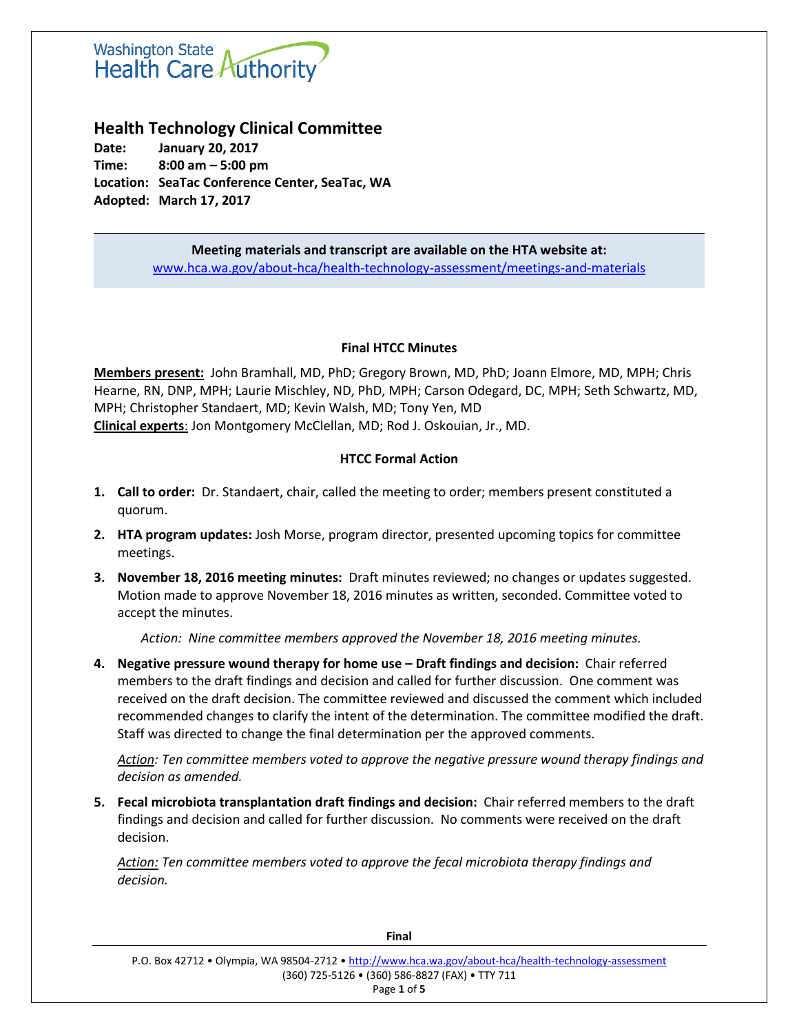Washington State Health Care Authority

# Health Technology Clinical Committee

**Date:** January 20, 2017
**Time:** 8:00 am – 5:00 pm
**Location:** SeaTac Conference Center, SeaTac, WA
**Adopted:** March 17, 2017

**Meeting materials and transcript are available on the HTA website at:**
www.hca.wa.gov/about-hca/health-technology-assessment/meetings-and-materials

## Final HTCC Minutes

**Members present:** John Bramhall, MD, PhD; Gregory Brown, MD, PhD; Joann Elmore, MD, MPH; Chris Hearne, RN, DNP, MPH; Laurie Mischley, ND, PhD, MPH; Carson Odegard, DC, MPH; Seth Schwartz, MD, MPH; Christopher Standaert, MD; Kevin Walsh, MD; Tony Yen, MD
**Clinical experts**: Jon Montgomery McClellan, MD; Rod J. Oskouian, Jr., MD.

## HTCC Formal Action

1. **Call to order:** Dr. Standaert, chair, called the meeting to order; members present constituted a quorum.
2. **HTA program updates:** Josh Morse, program director, presented upcoming topics for committee meetings.
3. **November 18, 2016 meeting minutes:** Draft minutes reviewed; no changes or updates suggested. Motion made to approve November 18, 2016 minutes as written, seconded. Committee voted to accept the minutes.

   *Action: Nine committee members approved the November 18, 2016 meeting minutes.*

4. **Negative pressure wound therapy for home use – Draft findings and decision:** Chair referred members to the draft findings and decision and called for further discussion. One comment was received on the draft decision. The committee reviewed and discussed the comment which included recommended changes to clarify the intent of the determination. The committee modified the draft. Staff was directed to change the final determination per the approved comments.

   *Action: Ten committee members voted to approve the negative pressure wound therapy findings and decision as amended.*

5. **Fecal microbiota transplantation draft findings and decision:** Chair referred members to the draft findings and decision and called for further discussion. No comments were received on the draft decision.

   *Action: Ten committee members voted to approve the fecal microbiota therapy findings and decision.*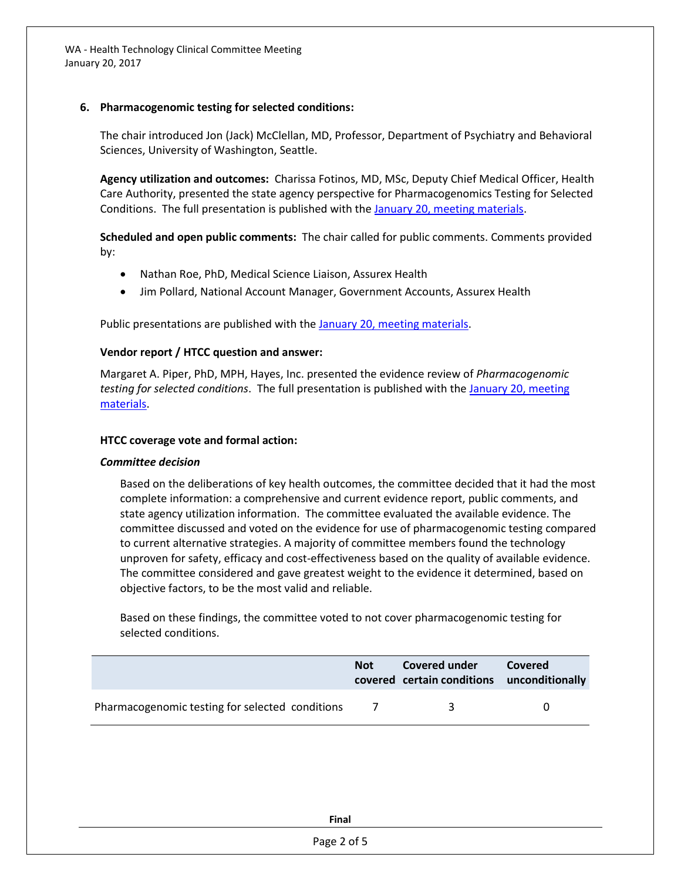**6. Pharmacogenomic testing for selected conditions:**

The chair introduced Jon (Jack) McClellan, MD, Professor, Department of Psychiatry and Behavioral Sciences, University of Washington, Seattle.

**Agency utilization and outcomes:** Charissa Fotinos, MD, MSc, Deputy Chief Medical Officer, Health Care Authority, presented the state agency perspective for Pharmacogenomics Testing for Selected Conditions. The full presentation is published with the January 20, meeting materials.

**Scheduled and open public comments:** The chair called for public comments. Comments provided by:

- Nathan Roe, PhD, Medical Science Liaison, Assurex Health
- Jim Pollard, National Account Manager, Government Accounts, Assurex Health

Public presentations are published with the January 20, meeting materials.

**Vendor report / HTCC question and answer:**

Margaret A. Piper, PhD, MPH, Hayes, Inc. presented the evidence review of *Pharmacogenomic testing for selected conditions*. The full presentation is published with the January 20, meeting materials.

**HTCC coverage vote and formal action:**

***Committee decision***

Based on the deliberations of key health outcomes, the committee decided that it had the most complete information: a comprehensive and current evidence report, public comments, and state agency utilization information. The committee evaluated the available evidence. The committee discussed and voted on the evidence for use of pharmacogenomic testing compared to current alternative strategies. A majority of committee members found the technology unproven for safety, efficacy and cost-effectiveness based on the quality of available evidence. The committee considered and gave greatest weight to the evidence it determined, based on objective factors, to be the most valid and reliable.

Based on these findings, the committee voted to not cover pharmacogenomic testing for selected conditions.

| | Not covered | Covered under certain conditions | Covered unconditionally |
|---|---|---|---|
| Pharmacogenomic testing for selected conditions | 7 | 3 | 0 |

**Final**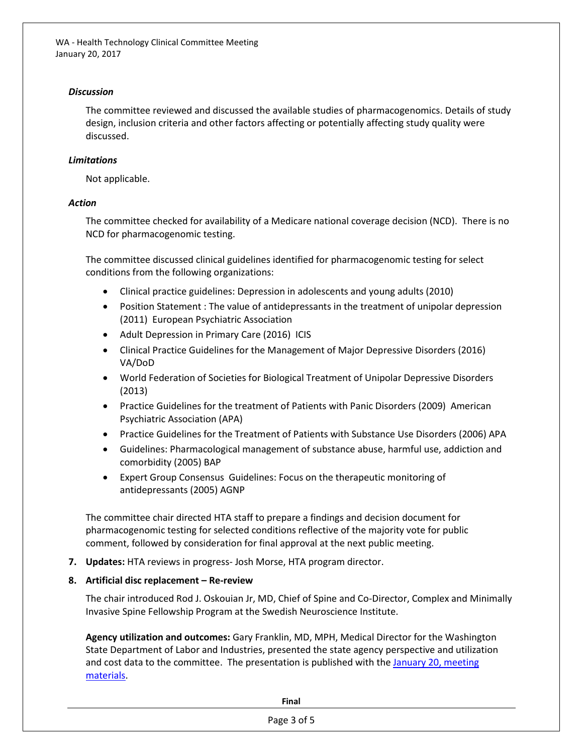***Discussion***

The committee reviewed and discussed the available studies of pharmacogenomics. Details of study design, inclusion criteria and other factors affecting or potentially affecting study quality were discussed.

***Limitations***

Not applicable.

***Action***

The committee checked for availability of a Medicare national coverage decision (NCD). There is no NCD for pharmacogenomic testing.

The committee discussed clinical guidelines identified for pharmacogenomic testing for select conditions from the following organizations:

- Clinical practice guidelines: Depression in adolescents and young adults (2010)
- Position Statement : The value of antidepressants in the treatment of unipolar depression (2011) European Psychiatric Association
- Adult Depression in Primary Care (2016) ICIS
- Clinical Practice Guidelines for the Management of Major Depressive Disorders (2016) VA/DoD
- World Federation of Societies for Biological Treatment of Unipolar Depressive Disorders (2013)
- Practice Guidelines for the treatment of Patients with Panic Disorders (2009) American Psychiatric Association (APA)
- Practice Guidelines for the Treatment of Patients with Substance Use Disorders (2006) APA
- Guidelines: Pharmacological management of substance abuse, harmful use, addiction and comorbidity (2005) BAP
- Expert Group Consensus Guidelines: Focus on the therapeutic monitoring of antidepressants (2005) AGNP

The committee chair directed HTA staff to prepare a findings and decision document for pharmacogenomic testing for selected conditions reflective of the majority vote for public comment, followed by consideration for final approval at the next public meeting.

7. **Updates:** HTA reviews in progress- Josh Morse, HTA program director.

8. **Artificial disc replacement – Re-review**

   The chair introduced Rod J. Oskouian Jr, MD, Chief of Spine and Co-Director, Complex and Minimally Invasive Spine Fellowship Program at the Swedish Neuroscience Institute.

   **Agency utilization and outcomes:** Gary Franklin, MD, MPH, Medical Director for the Washington State Department of Labor and Industries, presented the state agency perspective and utilization and cost data to the committee. The presentation is published with the [January 20, meeting materials](#).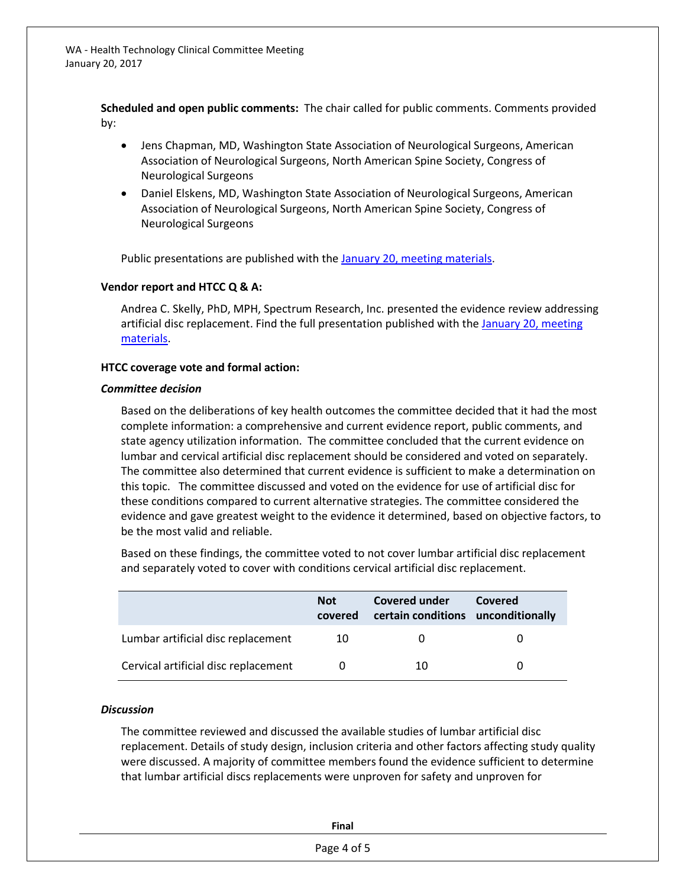**Scheduled and open public comments:** The chair called for public comments. Comments provided by:

- Jens Chapman, MD, Washington State Association of Neurological Surgeons, American Association of Neurological Surgeons, North American Spine Society, Congress of Neurological Surgeons
- Daniel Elskens, MD, Washington State Association of Neurological Surgeons, American Association of Neurological Surgeons, North American Spine Society, Congress of Neurological Surgeons

Public presentations are published with the January 20, meeting materials.

**Vendor report and HTCC Q & A:**

Andrea C. Skelly, PhD, MPH, Spectrum Research, Inc. presented the evidence review addressing artificial disc replacement. Find the full presentation published with the January 20, meeting materials.

**HTCC coverage vote and formal action:**

***Committee decision***

Based on the deliberations of key health outcomes the committee decided that it had the most complete information: a comprehensive and current evidence report, public comments, and state agency utilization information. The committee concluded that the current evidence on lumbar and cervical artificial disc replacement should be considered and voted on separately. The committee also determined that current evidence is sufficient to make a determination on this topic. The committee discussed and voted on the evidence for use of artificial disc for these conditions compared to current alternative strategies. The committee considered the evidence and gave greatest weight to the evidence it determined, based on objective factors, to be the most valid and reliable.

Based on these findings, the committee voted to not cover lumbar artificial disc replacement and separately voted to cover with conditions cervical artificial disc replacement.

| | Not covered | Covered under certain conditions | Covered unconditionally |
|---|---|---|---|
| Lumbar artificial disc replacement | 10 | 0 | 0 |
| Cervical artificial disc replacement | 0 | 10 | 0 |

***Discussion***

The committee reviewed and discussed the available studies of lumbar artificial disc replacement. Details of study design, inclusion criteria and other factors affecting study quality were discussed. A majority of committee members found the evidence sufficient to determine that lumbar artificial discs replacements were unproven for safety and unproven for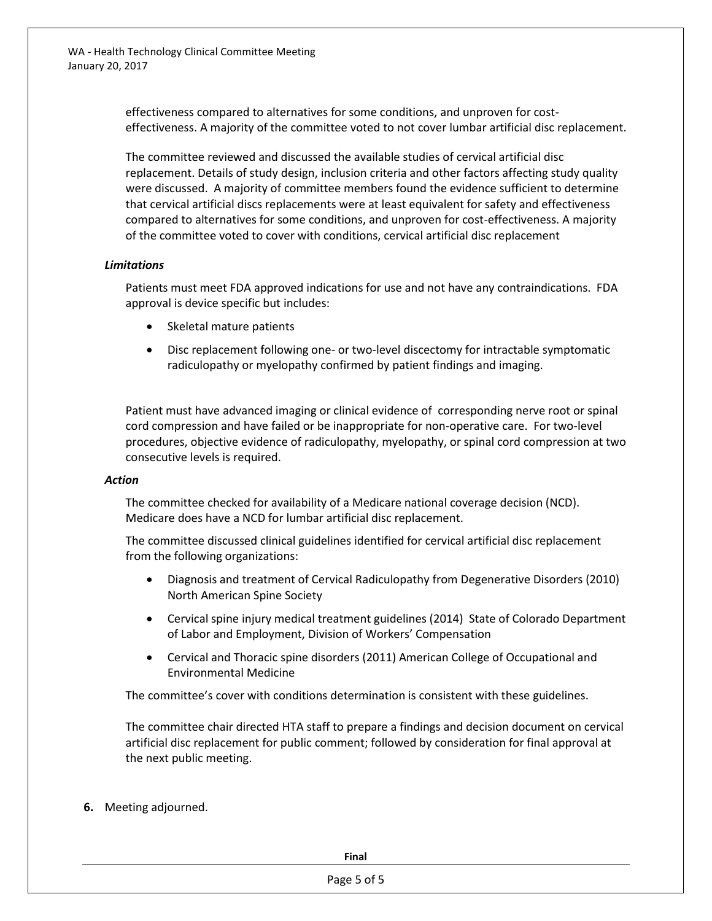effectiveness compared to alternatives for some conditions, and unproven for cost-effectiveness. A majority of the committee voted to not cover lumbar artificial disc replacement.

The committee reviewed and discussed the available studies of cervical artificial disc replacement. Details of study design, inclusion criteria and other factors affecting study quality were discussed. A majority of committee members found the evidence sufficient to determine that cervical artificial discs replacements were at least equivalent for safety and effectiveness compared to alternatives for some conditions, and unproven for cost-effectiveness. A majority of the committee voted to cover with conditions, cervical artificial disc replacement

***Limitations***

Patients must meet FDA approved indications for use and not have any contraindications. FDA approval is device specific but includes:

- Skeletal mature patients
- Disc replacement following one- or two-level discectomy for intractable symptomatic radiculopathy or myelopathy confirmed by patient findings and imaging.

Patient must have advanced imaging or clinical evidence of corresponding nerve root or spinal cord compression and have failed or be inappropriate for non-operative care. For two-level procedures, objective evidence of radiculopathy, myelopathy, or spinal cord compression at two consecutive levels is required.

***Action***

The committee checked for availability of a Medicare national coverage decision (NCD). Medicare does have a NCD for lumbar artificial disc replacement.

The committee discussed clinical guidelines identified for cervical artificial disc replacement from the following organizations:

- Diagnosis and treatment of Cervical Radiculopathy from Degenerative Disorders (2010) North American Spine Society
- Cervical spine injury medical treatment guidelines (2014) State of Colorado Department of Labor and Employment, Division of Workers' Compensation
- Cervical and Thoracic spine disorders (2011) American College of Occupational and Environmental Medicine

The committee's cover with conditions determination is consistent with these guidelines.

The committee chair directed HTA staff to prepare a findings and decision document on cervical artificial disc replacement for public comment; followed by consideration for final approval at the next public meeting.

**6.** Meeting adjourned.